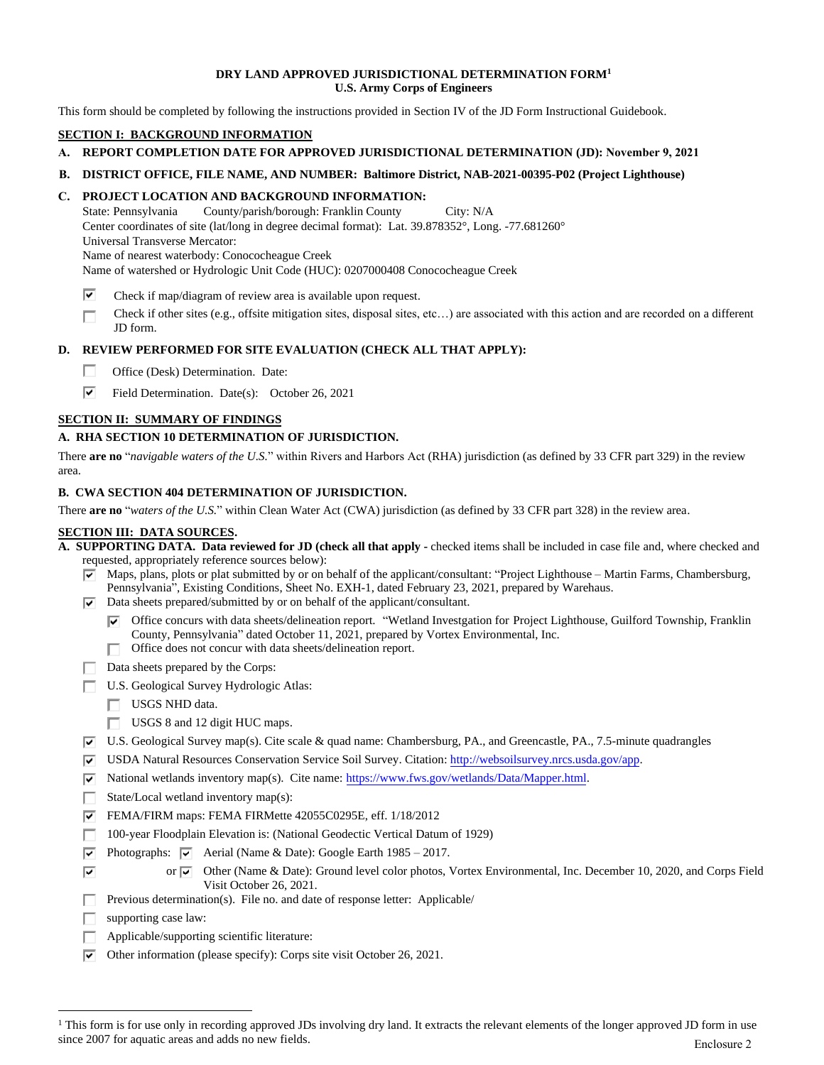**DRY LAND APPROVED JURISDICTIONAL DETERMINATION FORM[1]**
**U.S. Army Corps of Engineers**

This form should be completed by following the instructions provided in Section IV of the JD Form Instructional Guidebook.

## SECTION I: BACKGROUND INFORMATION

**A. REPORT COMPLETION DATE FOR APPROVED JURISDICTIONAL DETERMINATION (JD): November 9, 2021**

**B. DISTRICT OFFICE, FILE NAME, AND NUMBER: Baltimore District, NAB-2021-00395-P02 (Project Lighthouse)**

**C. PROJECT LOCATION AND BACKGROUND INFORMATION:**

State: Pennsylvania County/parish/borough: Franklin County City: N/A
Center coordinates of site (lat/long in degree decimal format): Lat. 39.878352°, Long. -77.681260°
Universal Transverse Mercator:
Name of nearest waterbody: Conococheague Creek
Name of watershed or Hydrologic Unit Code (HUC): 0207000408 Conococheague Creek

- ☑ Check if map/diagram of review area is available upon request.
- ☐ Check if other sites (e.g., offsite mitigation sites, disposal sites, etc…) are associated with this action and are recorded on a different JD form.

**D. REVIEW PERFORMED FOR SITE EVALUATION (CHECK ALL THAT APPLY):**

- ☐ Office (Desk) Determination. Date:
- ☑ Field Determination. Date(s): October 26, 2021

## SECTION II: SUMMARY OF FINDINGS

**A. RHA SECTION 10 DETERMINATION OF JURISDICTION.**

There **are no** "*navigable waters of the U.S.*" within Rivers and Harbors Act (RHA) jurisdiction (as defined by 33 CFR part 329) in the review area.

**B. CWA SECTION 404 DETERMINATION OF JURISDICTION.**

There **are no** "*waters of the U.S.*" within Clean Water Act (CWA) jurisdiction (as defined by 33 CFR part 328) in the review area.

## SECTION III: DATA SOURCES.

**A. SUPPORTING DATA. Data reviewed for JD (check all that apply -** checked items shall be included in case file and, where checked and requested, appropriately reference sources below):

- ☑ Maps, plans, plots or plat submitted by or on behalf of the applicant/consultant: "Project Lighthouse – Martin Farms, Chambersburg, Pennsylvania", Existing Conditions, Sheet No. EXH-1, dated February 23, 2021, prepared by Warehaus.
- ☑ Data sheets prepared/submitted by or on behalf of the applicant/consultant.
  - ☑ Office concurs with data sheets/delineation report. "Wetland Investgation for Project Lighthouse, Guilford Township, Franklin County, Pennsylvania" dated October 11, 2021, prepared by Vortex Environmental, Inc.
  - ☐ Office does not concur with data sheets/delineation report.
- ☐ Data sheets prepared by the Corps:
- ☐ U.S. Geological Survey Hydrologic Atlas:
  - ☐ USGS NHD data.
  - ☐ USGS 8 and 12 digit HUC maps.
- ☑ U.S. Geological Survey map(s). Cite scale & quad name: Chambersburg, PA., and Greencastle, PA., 7.5-minute quadrangles
- ☑ USDA Natural Resources Conservation Service Soil Survey. Citation: http://websoilsurvey.nrcs.usda.gov/app.
- ☑ National wetlands inventory map(s). Cite name: https://www.fws.gov/wetlands/Data/Mapper.html.
- ☐ State/Local wetland inventory map(s):
- ☑ FEMA/FIRM maps: FEMA FIRMette 42055C0295E, eff. 1/18/2012
- ☐ 100-year Floodplain Elevation is: (National Geodectic Vertical Datum of 1929)
- ☑ Photographs: ☑ Aerial (Name & Date): Google Earth 1985 – 2017.
- ☑ or ☑ Other (Name & Date): Ground level color photos, Vortex Environmental, Inc. December 10, 2020, and Corps Field Visit October 26, 2021.
- ☐ Previous determination(s). File no. and date of response letter: Applicable/
- ☐ supporting case law:
- ☐ Applicable/supporting scientific literature:
- ☑ Other information (please specify): Corps site visit October 26, 2021.

---

[1] This form is for use only in recording approved JDs involving dry land. It extracts the relevant elements of the longer approved JD form in use since 2007 for aquatic areas and adds no new fields.

Enclosure 2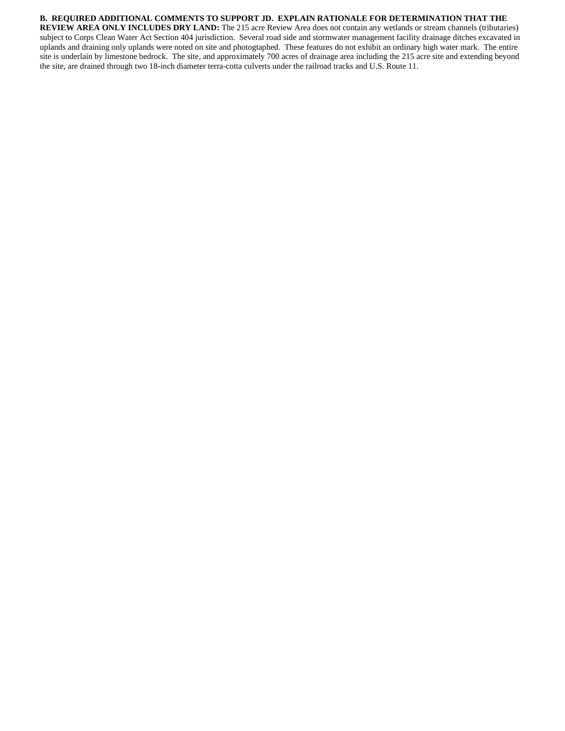**B. REQUIRED ADDITIONAL COMMENTS TO SUPPORT JD. EXPLAIN RATIONALE FOR DETERMINATION THAT THE REVIEW AREA ONLY INCLUDES DRY LAND:** The 215 acre Review Area does not contain any wetlands or stream channels (tributaries) subject to Corps Clean Water Act Section 404 jurisdiction. Several road side and stormwater management facility drainage ditches excavated in uplands and draining only uplands were noted on site and photogtaphed. These features do not exhibit an ordinary high water mark. The entire site is underlain by limestone bedrock. The site, and approximately 700 acres of drainage area including the 215 acre site and extending beyond the site, are drained through two 18-inch diameter terra-cotta culverts under the railroad tracks and U.S. Route 11.